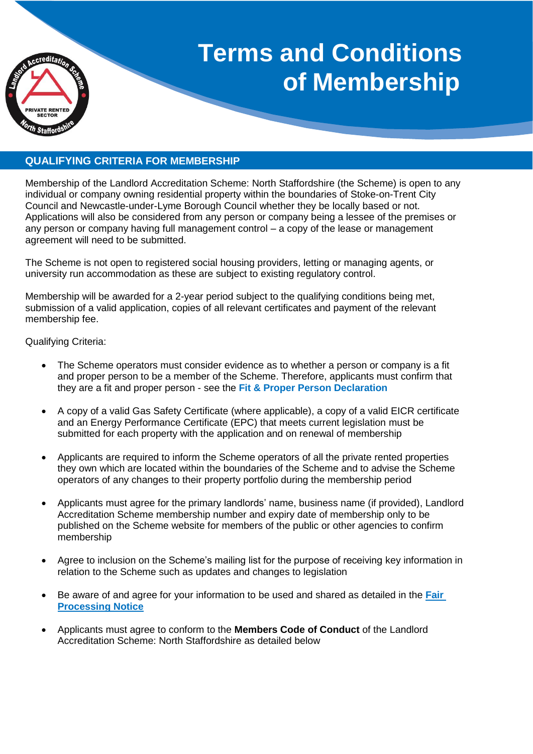# Terms and Conditions of Membership

## QUALIFYING CRITERIA FOR MEMBERSHIP

Membership of the Landlord Accreditation Scheme: North Staffordshire (the Scheme) is open to any individual or company owning residential property within the boundaries of Stoke-on-Trent City Council and Newcastle-under-Lyme Borough Council whether they be locally based or not. Applications will also be considered from any person or company being a lessee of the premises or any person or company having full management control – a copy of the lease or management agreement will need to be submitted.

The Scheme is not open to registered social housing providers, letting or managing agents, or university run accommodation as these are subject to existing regulatory control.

Membership will be awarded for a 2-year period subject to the qualifying conditions being met, submission of a valid application, copies of all relevant certificates and payment of the relevant membership fee.

Qualifying Criteria:

- The Scheme operators must consider evidence as to whether a person or company is a fit and proper person to be a member of the Scheme. Therefore, applicants must confirm that they are a fit and proper person - see the **Fit & Proper Person Declaration**
- A copy of a valid Gas Safety Certificate (where applicable), a copy of a valid EICR certificate and an Energy Performance Certificate (EPC) that meets current legislation must be submitted for each property with the application and on renewal of membership
- Applicants are required to inform the Scheme operators of all the private rented properties they own which are located within the boundaries of the Scheme and to advise the Scheme operators of any changes to their property portfolio during the membership period
- Applicants must agree for the primary landlords' name, business name (if provided), Landlord Accreditation Scheme membership number and expiry date of membership only to be published on the Scheme website for members of the public or other agencies to confirm membership
- Agree to inclusion on the Scheme's mailing list for the purpose of receiving key information in relation to the Scheme such as updates and changes to legislation
- Be aware of and agree for your information to be used and shared as detailed in the **Fair Processing Notice**
- Applicants must agree to conform to the **Members Code of Conduct** of the Landlord Accreditation Scheme: North Staffordshire as detailed below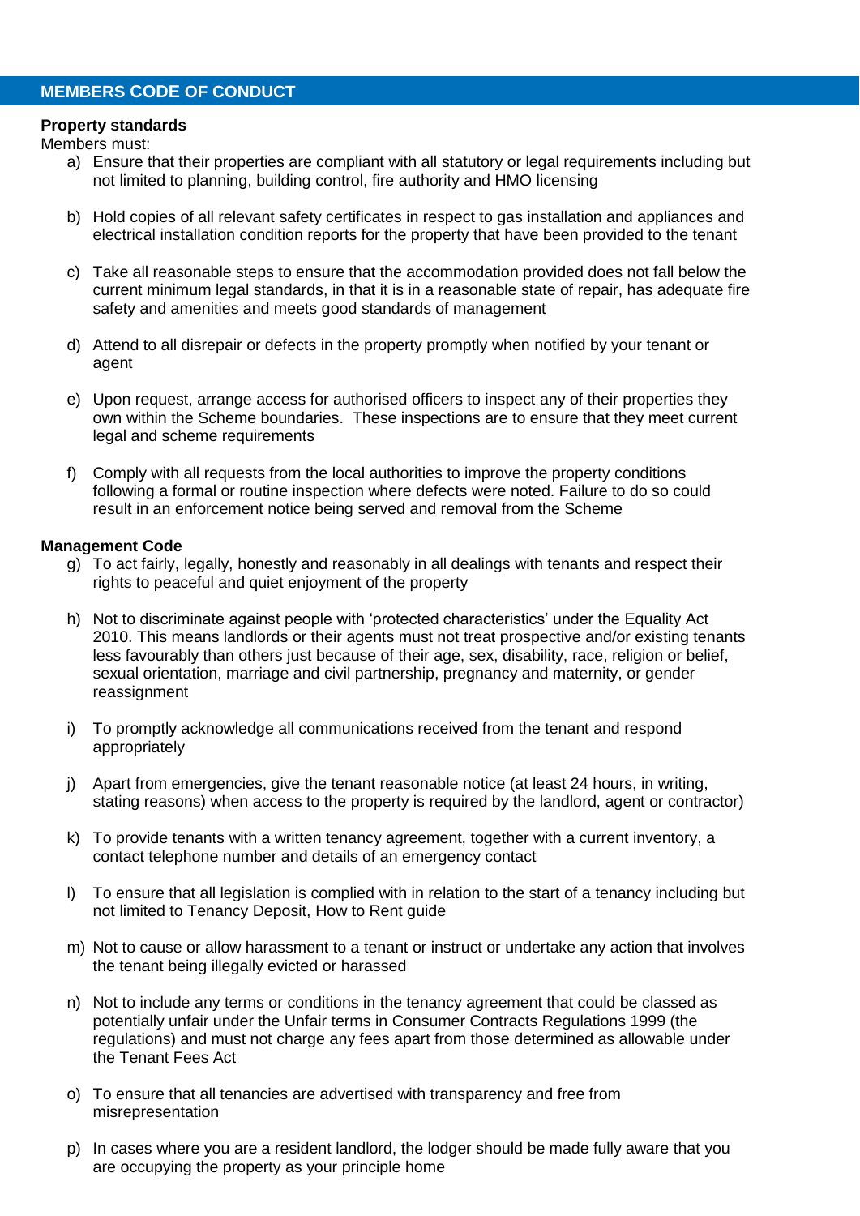## MEMBERS CODE OF CONDUCT

**Property standards**

Members must:

a) Ensure that their properties are compliant with all statutory or legal requirements including but not limited to planning, building control, fire authority and HMO licensing

b) Hold copies of all relevant safety certificates in respect to gas installation and appliances and electrical installation condition reports for the property that have been provided to the tenant

c) Take all reasonable steps to ensure that the accommodation provided does not fall below the current minimum legal standards, in that it is in a reasonable state of repair, has adequate fire safety and amenities and meets good standards of management

d) Attend to all disrepair or defects in the property promptly when notified by your tenant or agent

e) Upon request, arrange access for authorised officers to inspect any of their properties they own within the Scheme boundaries. These inspections are to ensure that they meet current legal and scheme requirements

f) Comply with all requests from the local authorities to improve the property conditions following a formal or routine inspection where defects were noted. Failure to do so could result in an enforcement notice being served and removal from the Scheme

**Management Code**

g) To act fairly, legally, honestly and reasonably in all dealings with tenants and respect their rights to peaceful and quiet enjoyment of the property

h) Not to discriminate against people with 'protected characteristics' under the Equality Act 2010. This means landlords or their agents must not treat prospective and/or existing tenants less favourably than others just because of their age, sex, disability, race, religion or belief, sexual orientation, marriage and civil partnership, pregnancy and maternity, or gender reassignment

i) To promptly acknowledge all communications received from the tenant and respond appropriately

j) Apart from emergencies, give the tenant reasonable notice (at least 24 hours, in writing, stating reasons) when access to the property is required by the landlord, agent or contractor)

k) To provide tenants with a written tenancy agreement, together with a current inventory, a contact telephone number and details of an emergency contact

l) To ensure that all legislation is complied with in relation to the start of a tenancy including but not limited to Tenancy Deposit, How to Rent guide

m) Not to cause or allow harassment to a tenant or instruct or undertake any action that involves the tenant being illegally evicted or harassed

n) Not to include any terms or conditions in the tenancy agreement that could be classed as potentially unfair under the Unfair terms in Consumer Contracts Regulations 1999 (the regulations) and must not charge any fees apart from those determined as allowable under the Tenant Fees Act

o) To ensure that all tenancies are advertised with transparency and free from misrepresentation

p) In cases where you are a resident landlord, the lodger should be made fully aware that you are occupying the property as your principle home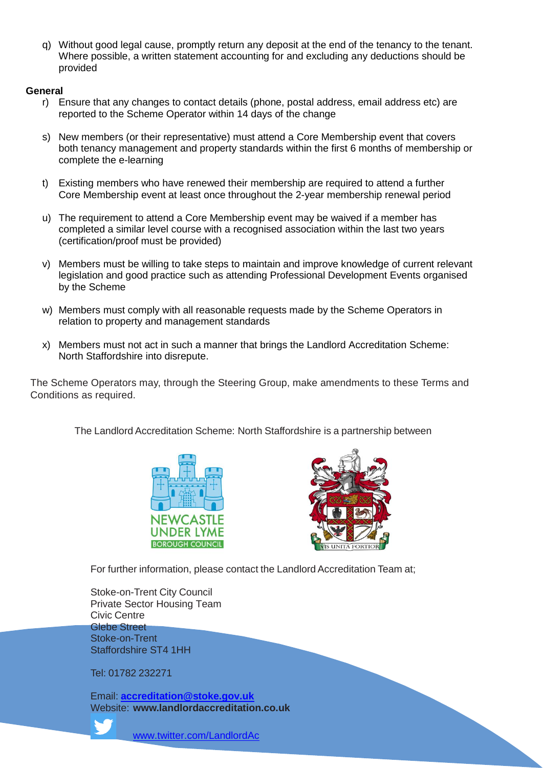q) Without good legal cause, promptly return any deposit at the end of the tenancy to the tenant. Where possible, a written statement accounting for and excluding any deductions should be provided

**General**

r) Ensure that any changes to contact details (phone, postal address, email address etc) are reported to the Scheme Operator within 14 days of the change

s) New members (or their representative) must attend a Core Membership event that covers both tenancy management and property standards within the first 6 months of membership or complete the e-learning

t) Existing members who have renewed their membership are required to attend a further Core Membership event at least once throughout the 2-year membership renewal period

u) The requirement to attend a Core Membership event may be waived if a member has completed a similar level course with a recognised association within the last two years (certification/proof must be provided)

v) Members must be willing to take steps to maintain and improve knowledge of current relevant legislation and good practice such as attending Professional Development Events organised by the Scheme

w) Members must comply with all reasonable requests made by the Scheme Operators in relation to property and management standards

x) Members must not act in such a manner that brings the Landlord Accreditation Scheme: North Staffordshire into disrepute.

The Scheme Operators may, through the Steering Group, make amendments to these Terms and Conditions as required.

The Landlord Accreditation Scheme: North Staffordshire is a partnership between

NEWCASTLE UNDER LYME BOROUGH COUNCIL

VIS UNITA FORTIOR

For further information, please contact the Landlord Accreditation Team at;

Stoke-on-Trent City Council
Private Sector Housing Team
Civic Centre
Glebe Street
Stoke-on-Trent
Staffordshire ST4 1HH

Tel: 01782 232271

Email: **accreditation@stoke.gov.uk**
Website: **www.landlordaccreditation.co.uk**

www.twitter.com/LandlordAc